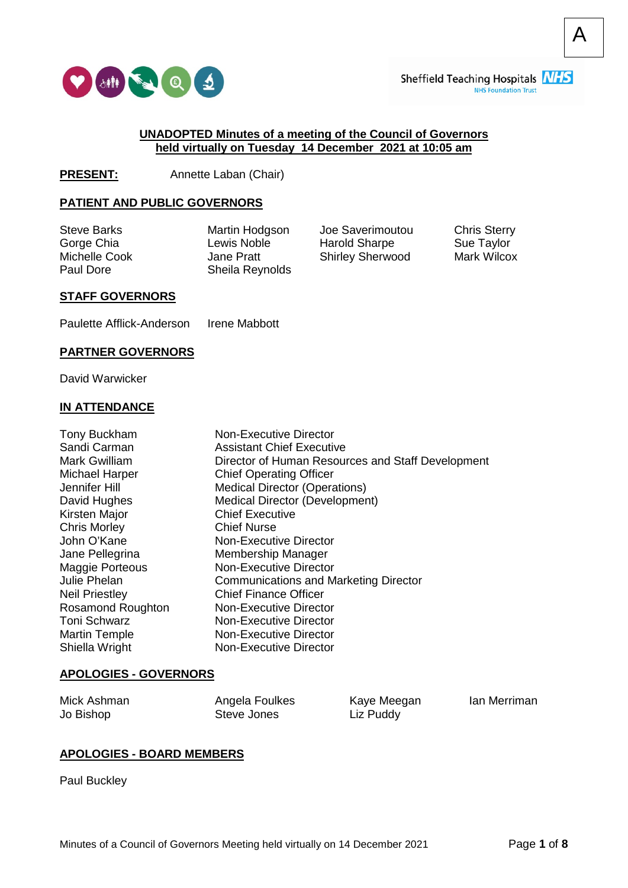A

Sheffield Teaching Hospitals NHS Foundation Trust

**UNADOPTED Minutes of a meeting of the Council of Governors held virtually on Tuesday 14 December 2021 at 10:05 am**

**PRESENT:** Annette Laban (Chair)

**PATIENT AND PUBLIC GOVERNORS**

Steve Barks
Gorge Chia
Michelle Cook
Paul Dore
Martin Hodgson
Lewis Noble
Jane Pratt
Sheila Reynolds
Joe Saverimoutou
Harold Sharpe
Shirley Sherwood
Chris Sterry
Sue Taylor
Mark Wilcox

**STAFF GOVERNORS**

Paulette Afflick-Anderson
Irene Mabbott

**PARTNER GOVERNORS**

David Warwicker

**IN ATTENDANCE**

| | |
|---|---|
| Tony Buckham | Non-Executive Director |
| Sandi Carman | Assistant Chief Executive |
| Mark Gwilliam | Director of Human Resources and Staff Development |
| Michael Harper | Chief Operating Officer |
| Jennifer Hill | Medical Director (Operations) |
| David Hughes | Medical Director (Development) |
| Kirsten Major | Chief Executive |
| Chris Morley | Chief Nurse |
| John O'Kane | Non-Executive Director |
| Jane Pellegrina | Membership Manager |
| Maggie Porteous | Non-Executive Director |
| Julie Phelan | Communications and Marketing Director |
| Neil Priestley | Chief Finance Officer |
| Rosamond Roughton | Non-Executive Director |
| Toni Schwarz | Non-Executive Director |
| Martin Temple | Non-Executive Director |
| Shiella Wright | Non-Executive Director |

**APOLOGIES - GOVERNORS**

Mick Ashman
Jo Bishop
Angela Foulkes
Steve Jones
Kaye Meegan
Liz Puddy
Ian Merriman

**APOLOGIES - BOARD MEMBERS**

Paul Buckley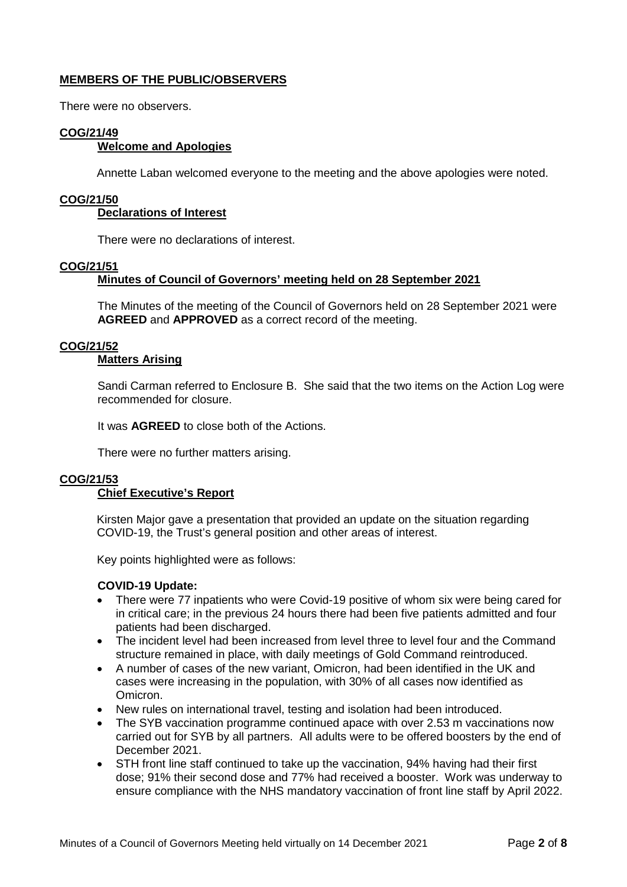## MEMBERS OF THE PUBLIC/OBSERVERS

There were no observers.

### COG/21/49
### Welcome and Apologies

Annette Laban welcomed everyone to the meeting and the above apologies were noted.

### COG/21/50
### Declarations of Interest

There were no declarations of interest.

### COG/21/51
### Minutes of Council of Governors' meeting held on 28 September 2021

The Minutes of the meeting of the Council of Governors held on 28 September 2021 were **AGREED** and **APPROVED** as a correct record of the meeting.

### COG/21/52
### Matters Arising

Sandi Carman referred to Enclosure B. She said that the two items on the Action Log were recommended for closure.

It was **AGREED** to close both of the Actions.

There were no further matters arising.

### COG/21/53
### Chief Executive's Report

Kirsten Major gave a presentation that provided an update on the situation regarding COVID-19, the Trust's general position and other areas of interest.

Key points highlighted were as follows:

**COVID-19 Update:**

- There were 77 inpatients who were Covid-19 positive of whom six were being cared for in critical care; in the previous 24 hours there had been five patients admitted and four patients had been discharged.
- The incident level had been increased from level three to level four and the Command structure remained in place, with daily meetings of Gold Command reintroduced.
- A number of cases of the new variant, Omicron, had been identified in the UK and cases were increasing in the population, with 30% of all cases now identified as Omicron.
- New rules on international travel, testing and isolation had been introduced.
- The SYB vaccination programme continued apace with over 2.53 m vaccinations now carried out for SYB by all partners. All adults were to be offered boosters by the end of December 2021.
- STH front line staff continued to take up the vaccination, 94% having had their first dose; 91% their second dose and 77% had received a booster. Work was underway to ensure compliance with the NHS mandatory vaccination of front line staff by April 2022.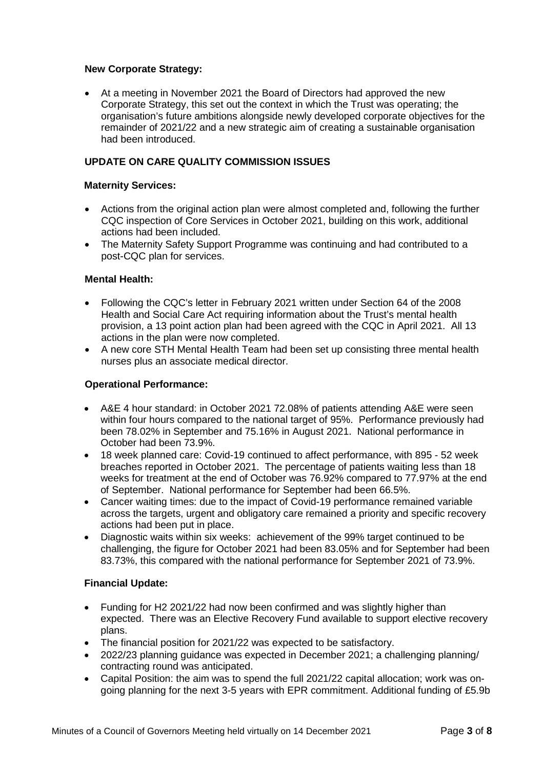**New Corporate Strategy:**

- At a meeting in November 2021 the Board of Directors had approved the new Corporate Strategy, this set out the context in which the Trust was operating; the organisation's future ambitions alongside newly developed corporate objectives for the remainder of 2021/22 and a new strategic aim of creating a sustainable organisation had been introduced.

## UPDATE ON CARE QUALITY COMMISSION ISSUES

**Maternity Services:**

- Actions from the original action plan were almost completed and, following the further CQC inspection of Core Services in October 2021, building on this work, additional actions had been included.
- The Maternity Safety Support Programme was continuing and had contributed to a post-CQC plan for services.

**Mental Health:**

- Following the CQC's letter in February 2021 written under Section 64 of the 2008 Health and Social Care Act requiring information about the Trust's mental health provision, a 13 point action plan had been agreed with the CQC in April 2021. All 13 actions in the plan were now completed.
- A new core STH Mental Health Team had been set up consisting three mental health nurses plus an associate medical director.

**Operational Performance:**

- A&E 4 hour standard: in October 2021 72.08% of patients attending A&E were seen within four hours compared to the national target of 95%. Performance previously had been 78.02% in September and 75.16% in August 2021. National performance in October had been 73.9%.
- 18 week planned care: Covid-19 continued to affect performance, with 895 - 52 week breaches reported in October 2021. The percentage of patients waiting less than 18 weeks for treatment at the end of October was 76.92% compared to 77.97% at the end of September. National performance for September had been 66.5%.
- Cancer waiting times: due to the impact of Covid-19 performance remained variable across the targets, urgent and obligatory care remained a priority and specific recovery actions had been put in place.
- Diagnostic waits within six weeks: achievement of the 99% target continued to be challenging, the figure for October 2021 had been 83.05% and for September had been 83.73%, this compared with the national performance for September 2021 of 73.9%.

**Financial Update:**

- Funding for H2 2021/22 had now been confirmed and was slightly higher than expected. There was an Elective Recovery Fund available to support elective recovery plans.
- The financial position for 2021/22 was expected to be satisfactory.
- 2022/23 planning guidance was expected in December 2021; a challenging planning/ contracting round was anticipated.
- Capital Position: the aim was to spend the full 2021/22 capital allocation; work was on-going planning for the next 3-5 years with EPR commitment. Additional funding of £5.9b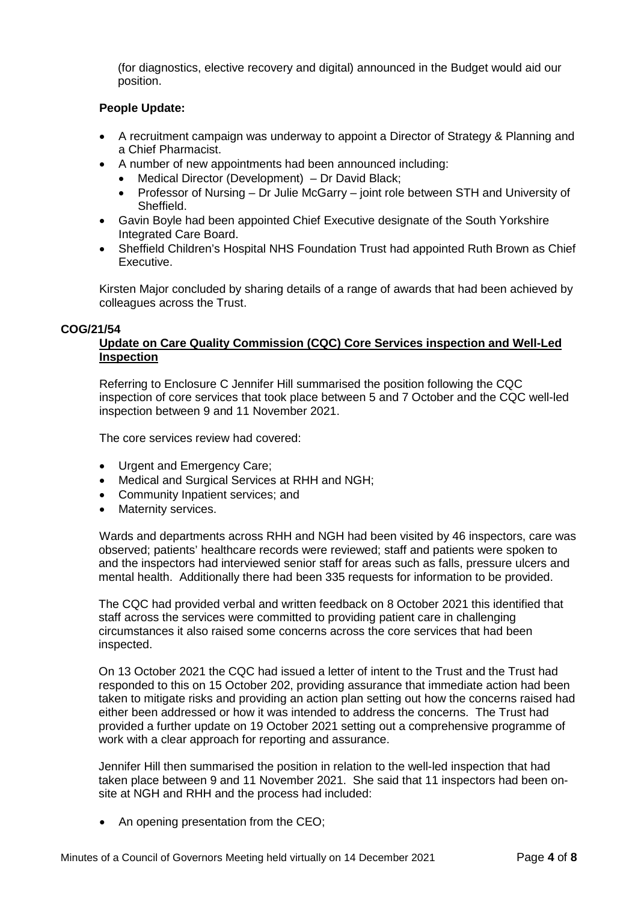(for diagnostics, elective recovery and digital) announced in the Budget would aid our position.

**People Update:**

- A recruitment campaign was underway to appoint a Director of Strategy & Planning and a Chief Pharmacist.
- A number of new appointments had been announced including:
  - Medical Director (Development) – Dr David Black;
  - Professor of Nursing – Dr Julie McGarry – joint role between STH and University of Sheffield.
- Gavin Boyle had been appointed Chief Executive designate of the South Yorkshire Integrated Care Board.
- Sheffield Children's Hospital NHS Foundation Trust had appointed Ruth Brown as Chief Executive.

Kirsten Major concluded by sharing details of a range of awards that had been achieved by colleagues across the Trust.

**COG/21/54**

**Update on Care Quality Commission (CQC) Core Services inspection and Well-Led Inspection**

Referring to Enclosure C Jennifer Hill summarised the position following the CQC inspection of core services that took place between 5 and 7 October and the CQC well-led inspection between 9 and 11 November 2021.

The core services review had covered:

- Urgent and Emergency Care;
- Medical and Surgical Services at RHH and NGH;
- Community Inpatient services; and
- Maternity services.

Wards and departments across RHH and NGH had been visited by 46 inspectors, care was observed; patients' healthcare records were reviewed; staff and patients were spoken to and the inspectors had interviewed senior staff for areas such as falls, pressure ulcers and mental health. Additionally there had been 335 requests for information to be provided.

The CQC had provided verbal and written feedback on 8 October 2021 this identified that staff across the services were committed to providing patient care in challenging circumstances it also raised some concerns across the core services that had been inspected.

On 13 October 2021 the CQC had issued a letter of intent to the Trust and the Trust had responded to this on 15 October 202, providing assurance that immediate action had been taken to mitigate risks and providing an action plan setting out how the concerns raised had either been addressed or how it was intended to address the concerns. The Trust had provided a further update on 19 October 2021 setting out a comprehensive programme of work with a clear approach for reporting and assurance.

Jennifer Hill then summarised the position in relation to the well-led inspection that had taken place between 9 and 11 November 2021. She said that 11 inspectors had been on-site at NGH and RHH and the process had included:

- An opening presentation from the CEO;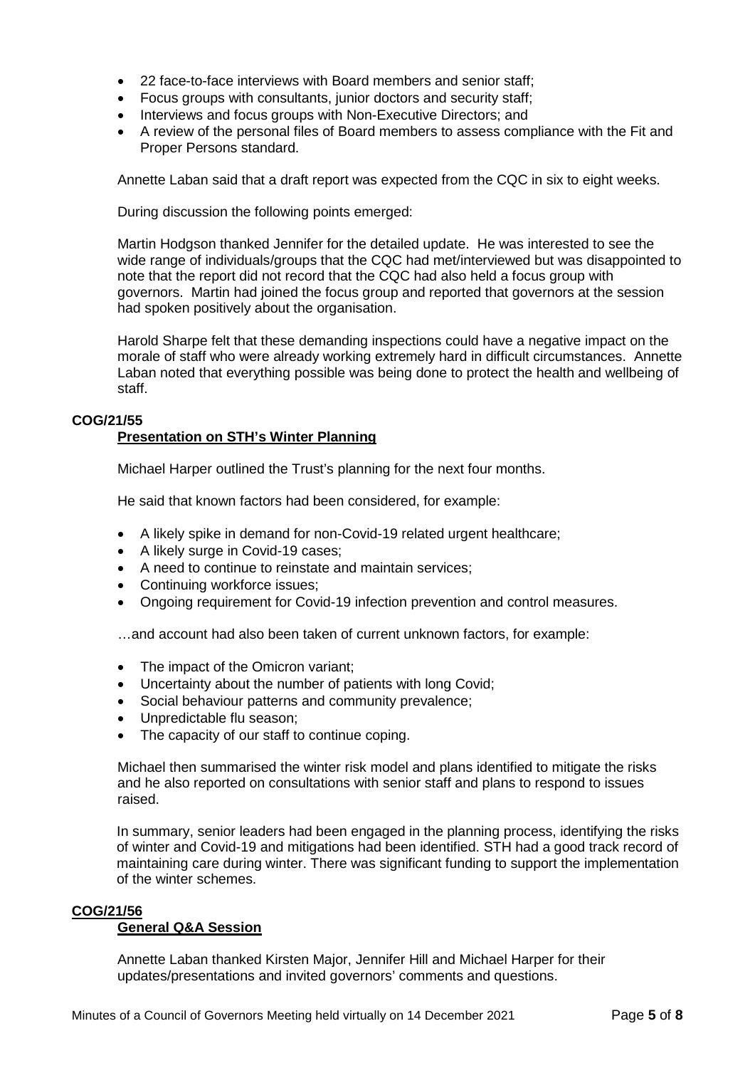- 22 face-to-face interviews with Board members and senior staff;
- Focus groups with consultants, junior doctors and security staff;
- Interviews and focus groups with Non-Executive Directors; and
- A review of the personal files of Board members to assess compliance with the Fit and Proper Persons standard.

Annette Laban said that a draft report was expected from the CQC in six to eight weeks.

During discussion the following points emerged:

Martin Hodgson thanked Jennifer for the detailed update. He was interested to see the wide range of individuals/groups that the CQC had met/interviewed but was disappointed to note that the report did not record that the CQC had also held a focus group with governors. Martin had joined the focus group and reported that governors at the session had spoken positively about the organisation.

Harold Sharpe felt that these demanding inspections could have a negative impact on the morale of staff who were already working extremely hard in difficult circumstances. Annette Laban noted that everything possible was being done to protect the health and wellbeing of staff.

**COG/21/55**

**Presentation on STH's Winter Planning**

Michael Harper outlined the Trust's planning for the next four months.

He said that known factors had been considered, for example:

- A likely spike in demand for non-Covid-19 related urgent healthcare;
- A likely surge in Covid-19 cases;
- A need to continue to reinstate and maintain services;
- Continuing workforce issues;
- Ongoing requirement for Covid-19 infection prevention and control measures.

…and account had also been taken of current unknown factors, for example:

- The impact of the Omicron variant;
- Uncertainty about the number of patients with long Covid;
- Social behaviour patterns and community prevalence;
- Unpredictable flu season;
- The capacity of our staff to continue coping.

Michael then summarised the winter risk model and plans identified to mitigate the risks and he also reported on consultations with senior staff and plans to respond to issues raised.

In summary, senior leaders had been engaged in the planning process, identifying the risks of winter and Covid-19 and mitigations had been identified. STH had a good track record of maintaining care during winter. There was significant funding to support the implementation of the winter schemes.

**COG/21/56**

**General Q&A Session**

Annette Laban thanked Kirsten Major, Jennifer Hill and Michael Harper for their updates/presentations and invited governors' comments and questions.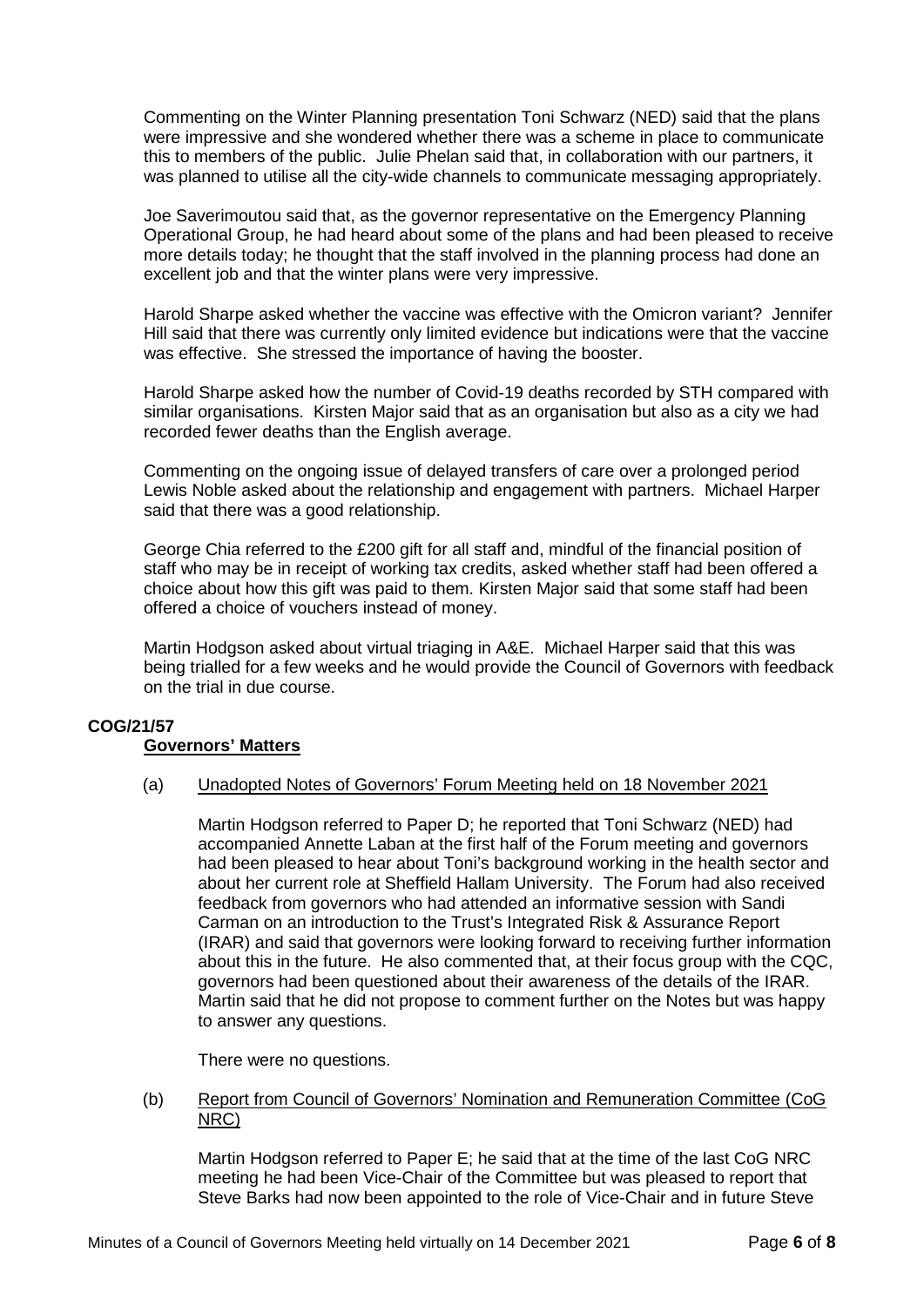Commenting on the Winter Planning presentation Toni Schwarz (NED) said that the plans were impressive and she wondered whether there was a scheme in place to communicate this to members of the public. Julie Phelan said that, in collaboration with our partners, it was planned to utilise all the city-wide channels to communicate messaging appropriately.

Joe Saverimoutou said that, as the governor representative on the Emergency Planning Operational Group, he had heard about some of the plans and had been pleased to receive more details today; he thought that the staff involved in the planning process had done an excellent job and that the winter plans were very impressive.

Harold Sharpe asked whether the vaccine was effective with the Omicron variant? Jennifer Hill said that there was currently only limited evidence but indications were that the vaccine was effective. She stressed the importance of having the booster.

Harold Sharpe asked how the number of Covid-19 deaths recorded by STH compared with similar organisations. Kirsten Major said that as an organisation but also as a city we had recorded fewer deaths than the English average.

Commenting on the ongoing issue of delayed transfers of care over a prolonged period Lewis Noble asked about the relationship and engagement with partners. Michael Harper said that there was a good relationship.

George Chia referred to the £200 gift for all staff and, mindful of the financial position of staff who may be in receipt of working tax credits, asked whether staff had been offered a choice about how this gift was paid to them. Kirsten Major said that some staff had been offered a choice of vouchers instead of money.

Martin Hodgson asked about virtual triaging in A&E. Michael Harper said that this was being trialled for a few weeks and he would provide the Council of Governors with feedback on the trial in due course.

**COG/21/57**

**Governors' Matters**

(a) Unadopted Notes of Governors' Forum Meeting held on 18 November 2021

Martin Hodgson referred to Paper D; he reported that Toni Schwarz (NED) had accompanied Annette Laban at the first half of the Forum meeting and governors had been pleased to hear about Toni's background working in the health sector and about her current role at Sheffield Hallam University. The Forum had also received feedback from governors who had attended an informative session with Sandi Carman on an introduction to the Trust's Integrated Risk & Assurance Report (IRAR) and said that governors were looking forward to receiving further information about this in the future. He also commented that, at their focus group with the CQC, governors had been questioned about their awareness of the details of the IRAR. Martin said that he did not propose to comment further on the Notes but was happy to answer any questions.

There were no questions.

(b) Report from Council of Governors' Nomination and Remuneration Committee (CoG NRC)

Martin Hodgson referred to Paper E; he said that at the time of the last CoG NRC meeting he had been Vice-Chair of the Committee but was pleased to report that Steve Barks had now been appointed to the role of Vice-Chair and in future Steve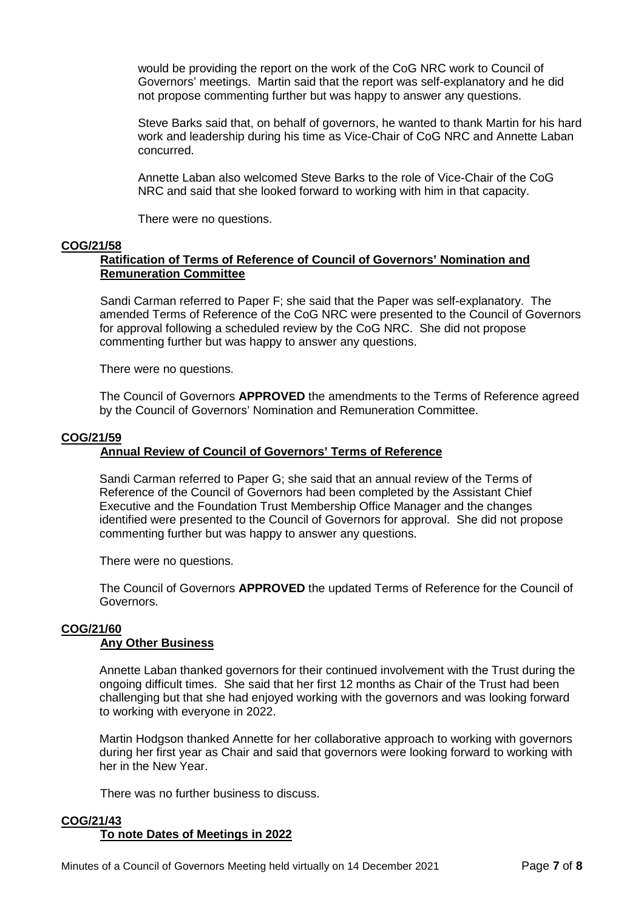would be providing the report on the work of the CoG NRC work to Council of Governors' meetings. Martin said that the report was self-explanatory and he did not propose commenting further but was happy to answer any questions.

Steve Barks said that, on behalf of governors, he wanted to thank Martin for his hard work and leadership during his time as Vice-Chair of CoG NRC and Annette Laban concurred.

Annette Laban also welcomed Steve Barks to the role of Vice-Chair of the CoG NRC and said that she looked forward to working with him in that capacity.

There were no questions.

**COG/21/58**

**Ratification of Terms of Reference of Council of Governors' Nomination and Remuneration Committee**

Sandi Carman referred to Paper F; she said that the Paper was self-explanatory. The amended Terms of Reference of the CoG NRC were presented to the Council of Governors for approval following a scheduled review by the CoG NRC. She did not propose commenting further but was happy to answer any questions.

There were no questions.

The Council of Governors **APPROVED** the amendments to the Terms of Reference agreed by the Council of Governors' Nomination and Remuneration Committee.

**COG/21/59**

**Annual Review of Council of Governors' Terms of Reference**

Sandi Carman referred to Paper G; she said that an annual review of the Terms of Reference of the Council of Governors had been completed by the Assistant Chief Executive and the Foundation Trust Membership Office Manager and the changes identified were presented to the Council of Governors for approval. She did not propose commenting further but was happy to answer any questions.

There were no questions.

The Council of Governors **APPROVED** the updated Terms of Reference for the Council of Governors.

**COG/21/60**

**Any Other Business**

Annette Laban thanked governors for their continued involvement with the Trust during the ongoing difficult times. She said that her first 12 months as Chair of the Trust had been challenging but that she had enjoyed working with the governors and was looking forward to working with everyone in 2022.

Martin Hodgson thanked Annette for her collaborative approach to working with governors during her first year as Chair and said that governors were looking forward to working with her in the New Year.

There was no further business to discuss.

**COG/21/43**

**To note Dates of Meetings in 2022**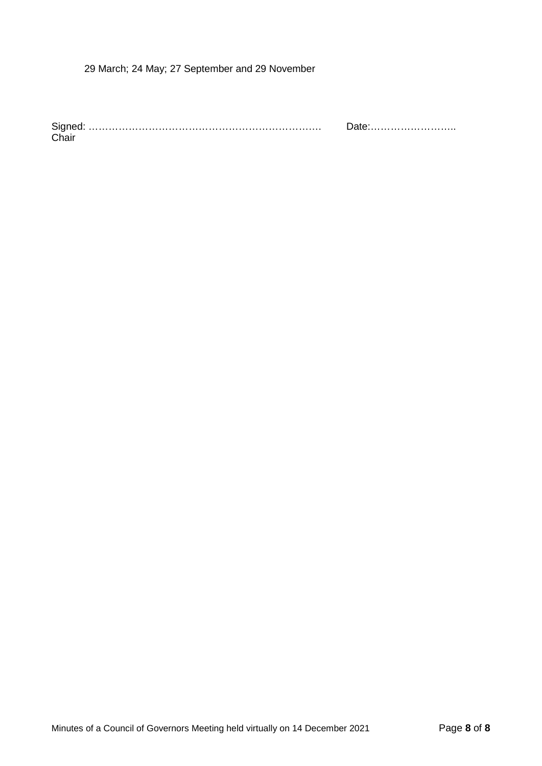29 March; 24 May; 27 September and 29 November

Signed: …………………………………………………………….&nbsp;&nbsp;&nbsp;&nbsp;&nbsp;&nbsp;&nbsp;&nbsp;Date:……………………..
Chair